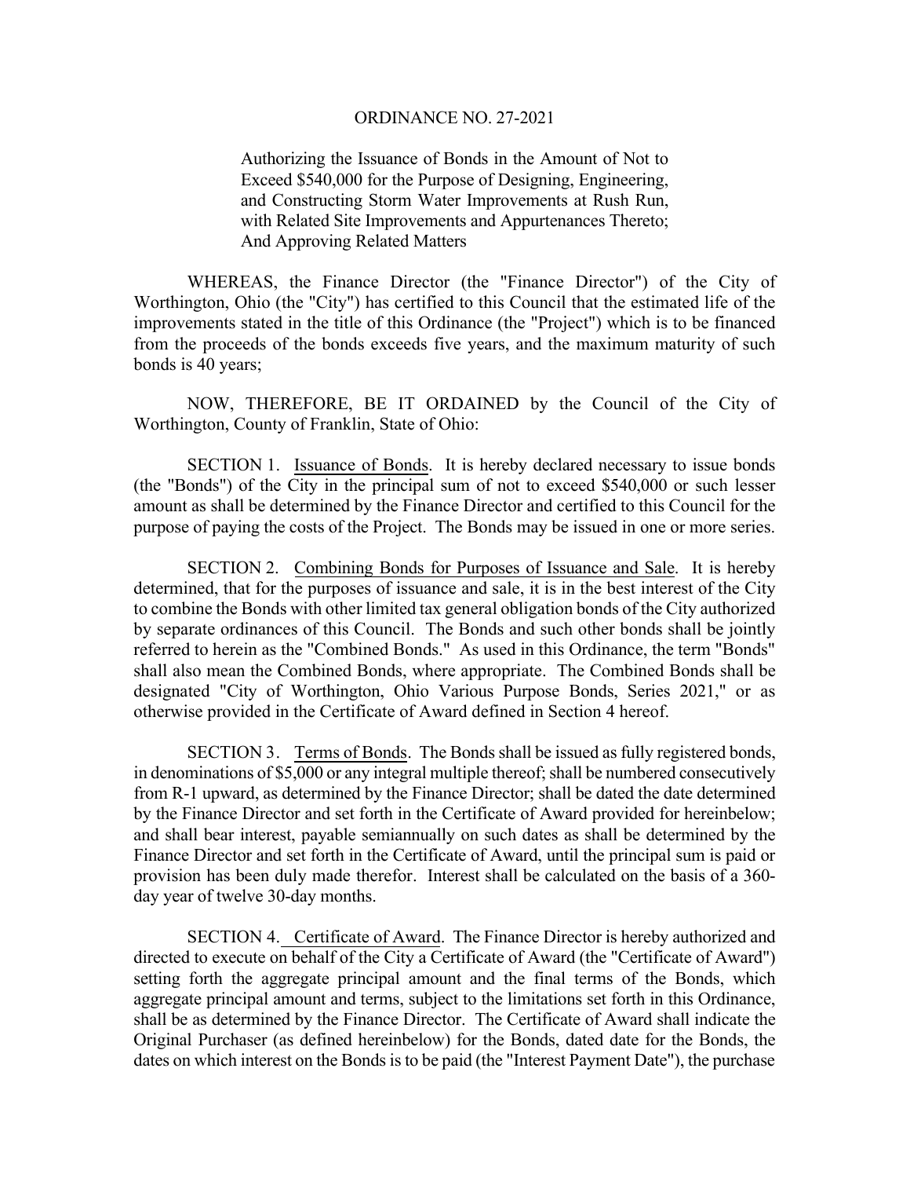# ORDINANCE NO. 27-2021

Authorizing the Issuance of Bonds in the Amount of Not to Exceed $540,000 for the Purpose of Designing, Engineering, and Constructing Storm Water Improvements at Rush Run, with Related Site Improvements and Appurtenances Thereto; And Approving Related Matters

WHEREAS, the Finance Director (the "Finance Director") of the City of Worthington, Ohio (the "City") has certified to this Council that the estimated life of the improvements stated in the title of this Ordinance (the "Project") which is to be financed from the proceeds of the bonds exceeds five years, and the maximum maturity of such bonds is 40 years;

NOW, THEREFORE, BE IT ORDAINED by the Council of the City of Worthington, County of Franklin, State of Ohio:

SECTION 1. Issuance of Bonds. It is hereby declared necessary to issue bonds (the "Bonds") of the City in the principal sum of not to exceed $540,000 or such lesser amount as shall be determined by the Finance Director and certified to this Council for the purpose of paying the costs of the Project. The Bonds may be issued in one or more series.

SECTION 2. Combining Bonds for Purposes of Issuance and Sale. It is hereby determined, that for the purposes of issuance and sale, it is in the best interest of the City to combine the Bonds with other limited tax general obligation bonds of the City authorized by separate ordinances of this Council. The Bonds and such other bonds shall be jointly referred to herein as the "Combined Bonds." As used in this Ordinance, the term "Bonds" shall also mean the Combined Bonds, where appropriate. The Combined Bonds shall be designated "City of Worthington, Ohio Various Purpose Bonds, Series 2021," or as otherwise provided in the Certificate of Award defined in Section 4 hereof.

SECTION 3. Terms of Bonds. The Bonds shall be issued as fully registered bonds, in denominations of $5,000 or any integral multiple thereof; shall be numbered consecutively from R-1 upward, as determined by the Finance Director; shall be dated the date determined by the Finance Director and set forth in the Certificate of Award provided for hereinbelow; and shall bear interest, payable semiannually on such dates as shall be determined by the Finance Director and set forth in the Certificate of Award, until the principal sum is paid or provision has been duly made therefor. Interest shall be calculated on the basis of a 360-day year of twelve 30-day months.

SECTION 4. Certificate of Award. The Finance Director is hereby authorized and directed to execute on behalf of the City a Certificate of Award (the "Certificate of Award") setting forth the aggregate principal amount and the final terms of the Bonds, which aggregate principal amount and terms, subject to the limitations set forth in this Ordinance, shall be as determined by the Finance Director. The Certificate of Award shall indicate the Original Purchaser (as defined hereinbelow) for the Bonds, dated date for the Bonds, the dates on which interest on the Bonds is to be paid (the "Interest Payment Date"), the purchase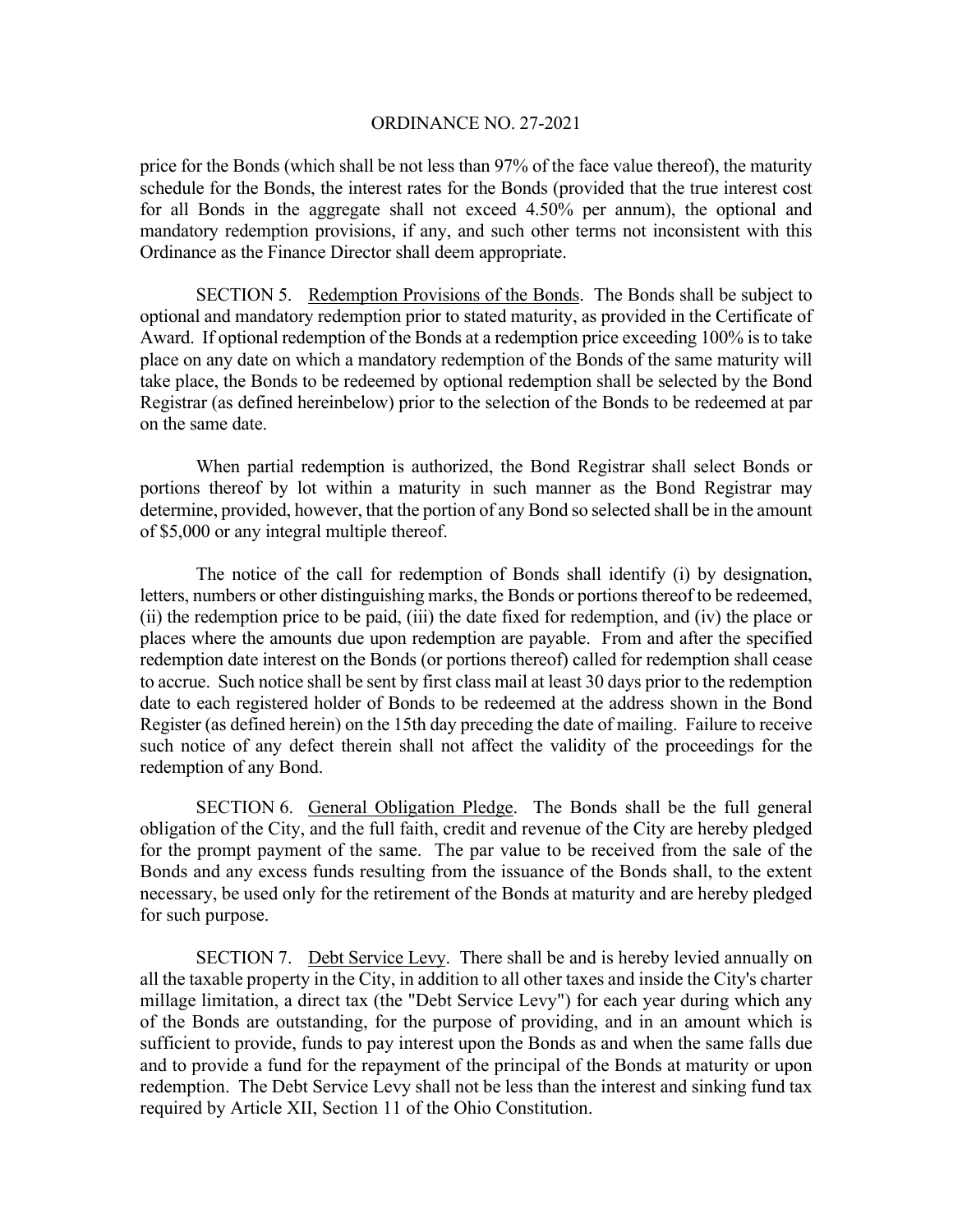price for the Bonds (which shall be not less than 97% of the face value thereof), the maturity schedule for the Bonds, the interest rates for the Bonds (provided that the true interest cost for all Bonds in the aggregate shall not exceed 4.50% per annum), the optional and mandatory redemption provisions, if any, and such other terms not inconsistent with this Ordinance as the Finance Director shall deem appropriate.

SECTION 5. Redemption Provisions of the Bonds. The Bonds shall be subject to optional and mandatory redemption prior to stated maturity, as provided in the Certificate of Award. If optional redemption of the Bonds at a redemption price exceeding 100% is to take place on any date on which a mandatory redemption of the Bonds of the same maturity will take place, the Bonds to be redeemed by optional redemption shall be selected by the Bond Registrar (as defined hereinbelow) prior to the selection of the Bonds to be redeemed at par on the same date.

When partial redemption is authorized, the Bond Registrar shall select Bonds or portions thereof by lot within a maturity in such manner as the Bond Registrar may determine, provided, however, that the portion of any Bond so selected shall be in the amount of $5,000 or any integral multiple thereof.

The notice of the call for redemption of Bonds shall identify (i) by designation, letters, numbers or other distinguishing marks, the Bonds or portions thereof to be redeemed, (ii) the redemption price to be paid, (iii) the date fixed for redemption, and (iv) the place or places where the amounts due upon redemption are payable. From and after the specified redemption date interest on the Bonds (or portions thereof) called for redemption shall cease to accrue. Such notice shall be sent by first class mail at least 30 days prior to the redemption date to each registered holder of Bonds to be redeemed at the address shown in the Bond Register (as defined herein) on the 15th day preceding the date of mailing. Failure to receive such notice of any defect therein shall not affect the validity of the proceedings for the redemption of any Bond.

SECTION 6. General Obligation Pledge. The Bonds shall be the full general obligation of the City, and the full faith, credit and revenue of the City are hereby pledged for the prompt payment of the same. The par value to be received from the sale of the Bonds and any excess funds resulting from the issuance of the Bonds shall, to the extent necessary, be used only for the retirement of the Bonds at maturity and are hereby pledged for such purpose.

SECTION 7. Debt Service Levy. There shall be and is hereby levied annually on all the taxable property in the City, in addition to all other taxes and inside the City's charter millage limitation, a direct tax (the "Debt Service Levy") for each year during which any of the Bonds are outstanding, for the purpose of providing, and in an amount which is sufficient to provide, funds to pay interest upon the Bonds as and when the same falls due and to provide a fund for the repayment of the principal of the Bonds at maturity or upon redemption. The Debt Service Levy shall not be less than the interest and sinking fund tax required by Article XII, Section 11 of the Ohio Constitution.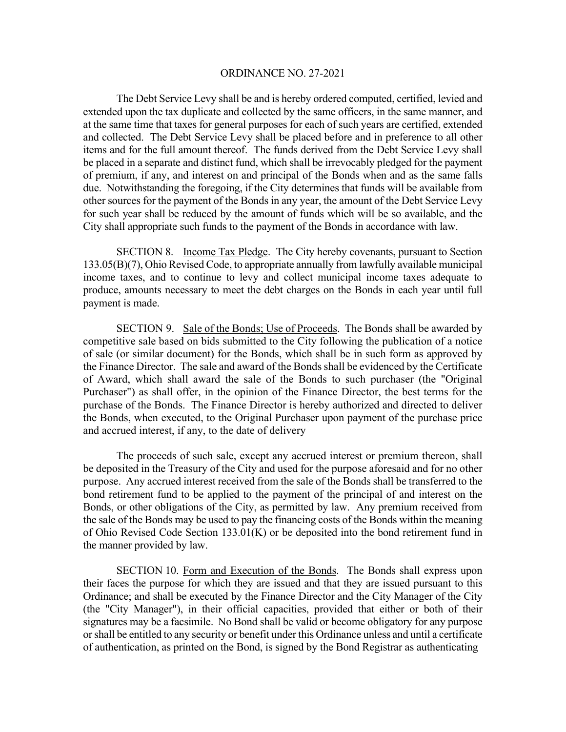The Debt Service Levy shall be and is hereby ordered computed, certified, levied and extended upon the tax duplicate and collected by the same officers, in the same manner, and at the same time that taxes for general purposes for each of such years are certified, extended and collected. The Debt Service Levy shall be placed before and in preference to all other items and for the full amount thereof. The funds derived from the Debt Service Levy shall be placed in a separate and distinct fund, which shall be irrevocably pledged for the payment of premium, if any, and interest on and principal of the Bonds when and as the same falls due. Notwithstanding the foregoing, if the City determines that funds will be available from other sources for the payment of the Bonds in any year, the amount of the Debt Service Levy for such year shall be reduced by the amount of funds which will be so available, and the City shall appropriate such funds to the payment of the Bonds in accordance with law.

SECTION 8. Income Tax Pledge. The City hereby covenants, pursuant to Section 133.05(B)(7), Ohio Revised Code, to appropriate annually from lawfully available municipal income taxes, and to continue to levy and collect municipal income taxes adequate to produce, amounts necessary to meet the debt charges on the Bonds in each year until full payment is made.

SECTION 9. Sale of the Bonds; Use of Proceeds. The Bonds shall be awarded by competitive sale based on bids submitted to the City following the publication of a notice of sale (or similar document) for the Bonds, which shall be in such form as approved by the Finance Director. The sale and award of the Bonds shall be evidenced by the Certificate of Award, which shall award the sale of the Bonds to such purchaser (the "Original Purchaser") as shall offer, in the opinion of the Finance Director, the best terms for the purchase of the Bonds. The Finance Director is hereby authorized and directed to deliver the Bonds, when executed, to the Original Purchaser upon payment of the purchase price and accrued interest, if any, to the date of delivery

The proceeds of such sale, except any accrued interest or premium thereon, shall be deposited in the Treasury of the City and used for the purpose aforesaid and for no other purpose. Any accrued interest received from the sale of the Bonds shall be transferred to the bond retirement fund to be applied to the payment of the principal of and interest on the Bonds, or other obligations of the City, as permitted by law. Any premium received from the sale of the Bonds may be used to pay the financing costs of the Bonds within the meaning of Ohio Revised Code Section 133.01(K) or be deposited into the bond retirement fund in the manner provided by law.

SECTION 10. Form and Execution of the Bonds. The Bonds shall express upon their faces the purpose for which they are issued and that they are issued pursuant to this Ordinance; and shall be executed by the Finance Director and the City Manager of the City (the "City Manager"), in their official capacities, provided that either or both of their signatures may be a facsimile. No Bond shall be valid or become obligatory for any purpose or shall be entitled to any security or benefit under this Ordinance unless and until a certificate of authentication, as printed on the Bond, is signed by the Bond Registrar as authenticating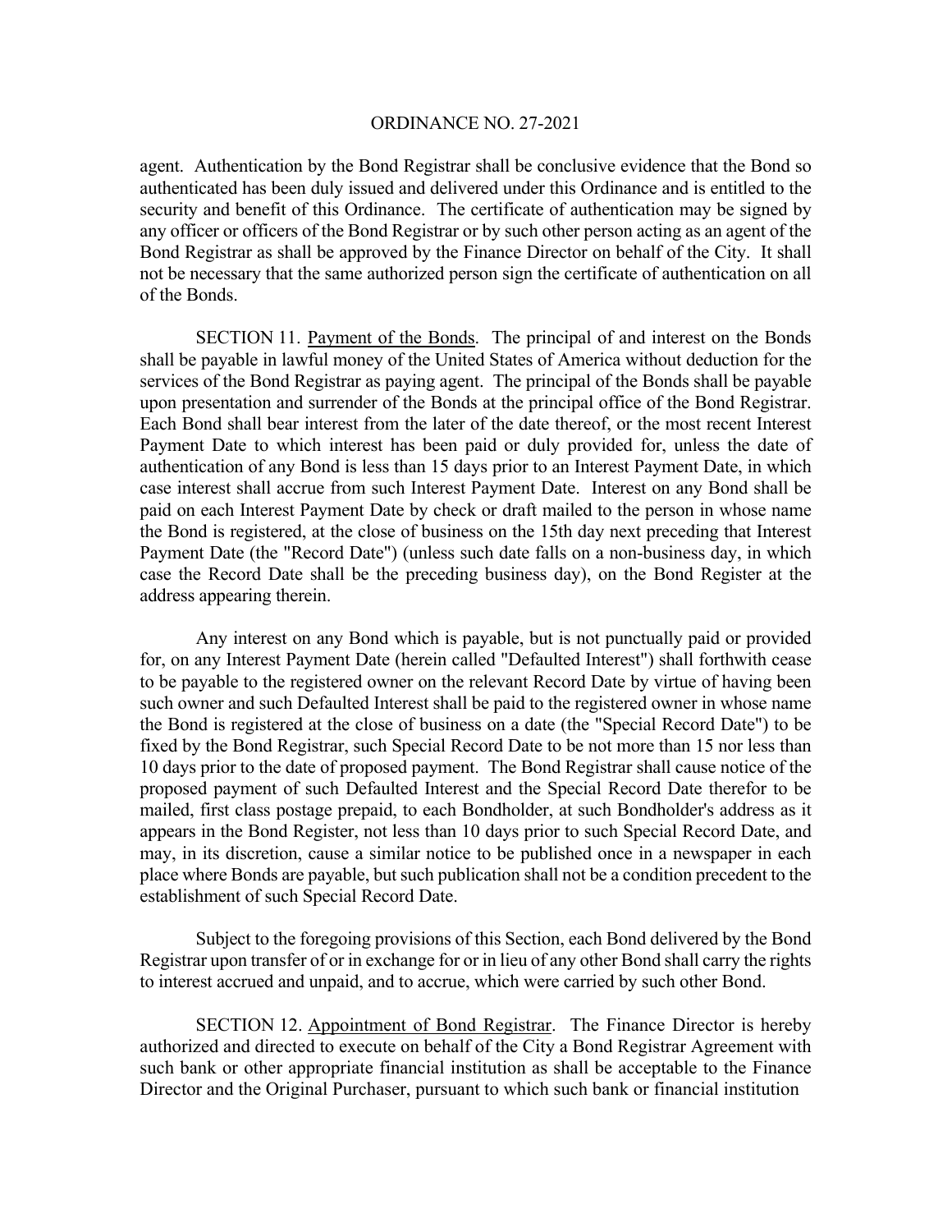agent. Authentication by the Bond Registrar shall be conclusive evidence that the Bond so authenticated has been duly issued and delivered under this Ordinance and is entitled to the security and benefit of this Ordinance. The certificate of authentication may be signed by any officer or officers of the Bond Registrar or by such other person acting as an agent of the Bond Registrar as shall be approved by the Finance Director on behalf of the City. It shall not be necessary that the same authorized person sign the certificate of authentication on all of the Bonds.

SECTION 11. Payment of the Bonds. The principal of and interest on the Bonds shall be payable in lawful money of the United States of America without deduction for the services of the Bond Registrar as paying agent. The principal of the Bonds shall be payable upon presentation and surrender of the Bonds at the principal office of the Bond Registrar. Each Bond shall bear interest from the later of the date thereof, or the most recent Interest Payment Date to which interest has been paid or duly provided for, unless the date of authentication of any Bond is less than 15 days prior to an Interest Payment Date, in which case interest shall accrue from such Interest Payment Date. Interest on any Bond shall be paid on each Interest Payment Date by check or draft mailed to the person in whose name the Bond is registered, at the close of business on the 15th day next preceding that Interest Payment Date (the "Record Date") (unless such date falls on a non-business day, in which case the Record Date shall be the preceding business day), on the Bond Register at the address appearing therein.

Any interest on any Bond which is payable, but is not punctually paid or provided for, on any Interest Payment Date (herein called "Defaulted Interest") shall forthwith cease to be payable to the registered owner on the relevant Record Date by virtue of having been such owner and such Defaulted Interest shall be paid to the registered owner in whose name the Bond is registered at the close of business on a date (the "Special Record Date") to be fixed by the Bond Registrar, such Special Record Date to be not more than 15 nor less than 10 days prior to the date of proposed payment. The Bond Registrar shall cause notice of the proposed payment of such Defaulted Interest and the Special Record Date therefor to be mailed, first class postage prepaid, to each Bondholder, at such Bondholder's address as it appears in the Bond Register, not less than 10 days prior to such Special Record Date, and may, in its discretion, cause a similar notice to be published once in a newspaper in each place where Bonds are payable, but such publication shall not be a condition precedent to the establishment of such Special Record Date.

Subject to the foregoing provisions of this Section, each Bond delivered by the Bond Registrar upon transfer of or in exchange for or in lieu of any other Bond shall carry the rights to interest accrued and unpaid, and to accrue, which were carried by such other Bond.

SECTION 12. Appointment of Bond Registrar. The Finance Director is hereby authorized and directed to execute on behalf of the City a Bond Registrar Agreement with such bank or other appropriate financial institution as shall be acceptable to the Finance Director and the Original Purchaser, pursuant to which such bank or financial institution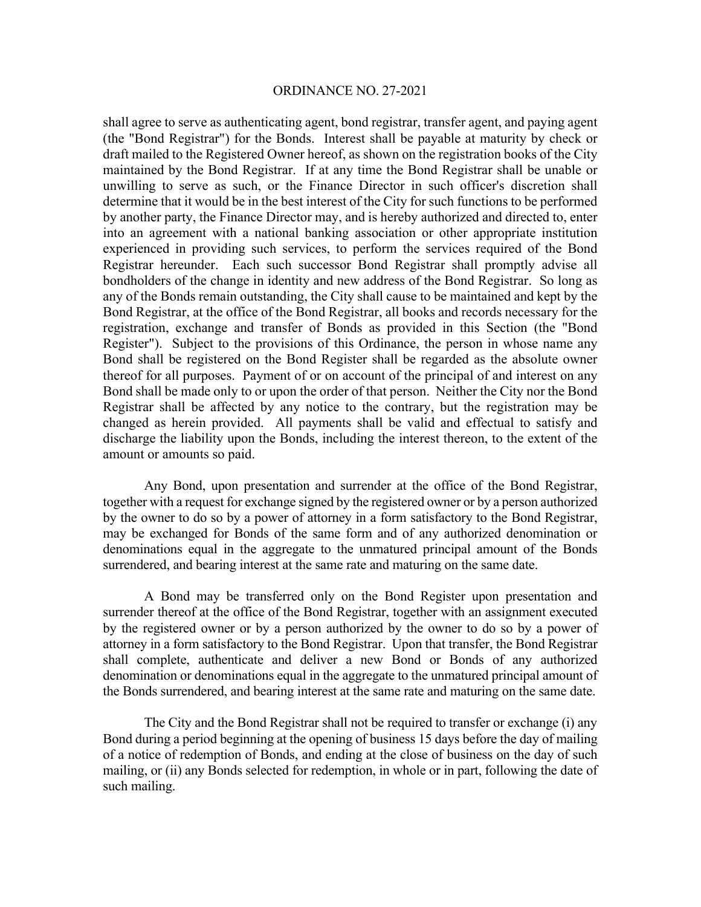shall agree to serve as authenticating agent, bond registrar, transfer agent, and paying agent (the "Bond Registrar") for the Bonds. Interest shall be payable at maturity by check or draft mailed to the Registered Owner hereof, as shown on the registration books of the City maintained by the Bond Registrar. If at any time the Bond Registrar shall be unable or unwilling to serve as such, or the Finance Director in such officer's discretion shall determine that it would be in the best interest of the City for such functions to be performed by another party, the Finance Director may, and is hereby authorized and directed to, enter into an agreement with a national banking association or other appropriate institution experienced in providing such services, to perform the services required of the Bond Registrar hereunder. Each such successor Bond Registrar shall promptly advise all bondholders of the change in identity and new address of the Bond Registrar. So long as any of the Bonds remain outstanding, the City shall cause to be maintained and kept by the Bond Registrar, at the office of the Bond Registrar, all books and records necessary for the registration, exchange and transfer of Bonds as provided in this Section (the "Bond Register"). Subject to the provisions of this Ordinance, the person in whose name any Bond shall be registered on the Bond Register shall be regarded as the absolute owner thereof for all purposes. Payment of or on account of the principal of and interest on any Bond shall be made only to or upon the order of that person. Neither the City nor the Bond Registrar shall be affected by any notice to the contrary, but the registration may be changed as herein provided. All payments shall be valid and effectual to satisfy and discharge the liability upon the Bonds, including the interest thereon, to the extent of the amount or amounts so paid.

Any Bond, upon presentation and surrender at the office of the Bond Registrar, together with a request for exchange signed by the registered owner or by a person authorized by the owner to do so by a power of attorney in a form satisfactory to the Bond Registrar, may be exchanged for Bonds of the same form and of any authorized denomination or denominations equal in the aggregate to the unmatured principal amount of the Bonds surrendered, and bearing interest at the same rate and maturing on the same date.

A Bond may be transferred only on the Bond Register upon presentation and surrender thereof at the office of the Bond Registrar, together with an assignment executed by the registered owner or by a person authorized by the owner to do so by a power of attorney in a form satisfactory to the Bond Registrar. Upon that transfer, the Bond Registrar shall complete, authenticate and deliver a new Bond or Bonds of any authorized denomination or denominations equal in the aggregate to the unmatured principal amount of the Bonds surrendered, and bearing interest at the same rate and maturing on the same date.

The City and the Bond Registrar shall not be required to transfer or exchange (i) any Bond during a period beginning at the opening of business 15 days before the day of mailing of a notice of redemption of Bonds, and ending at the close of business on the day of such mailing, or (ii) any Bonds selected for redemption, in whole or in part, following the date of such mailing.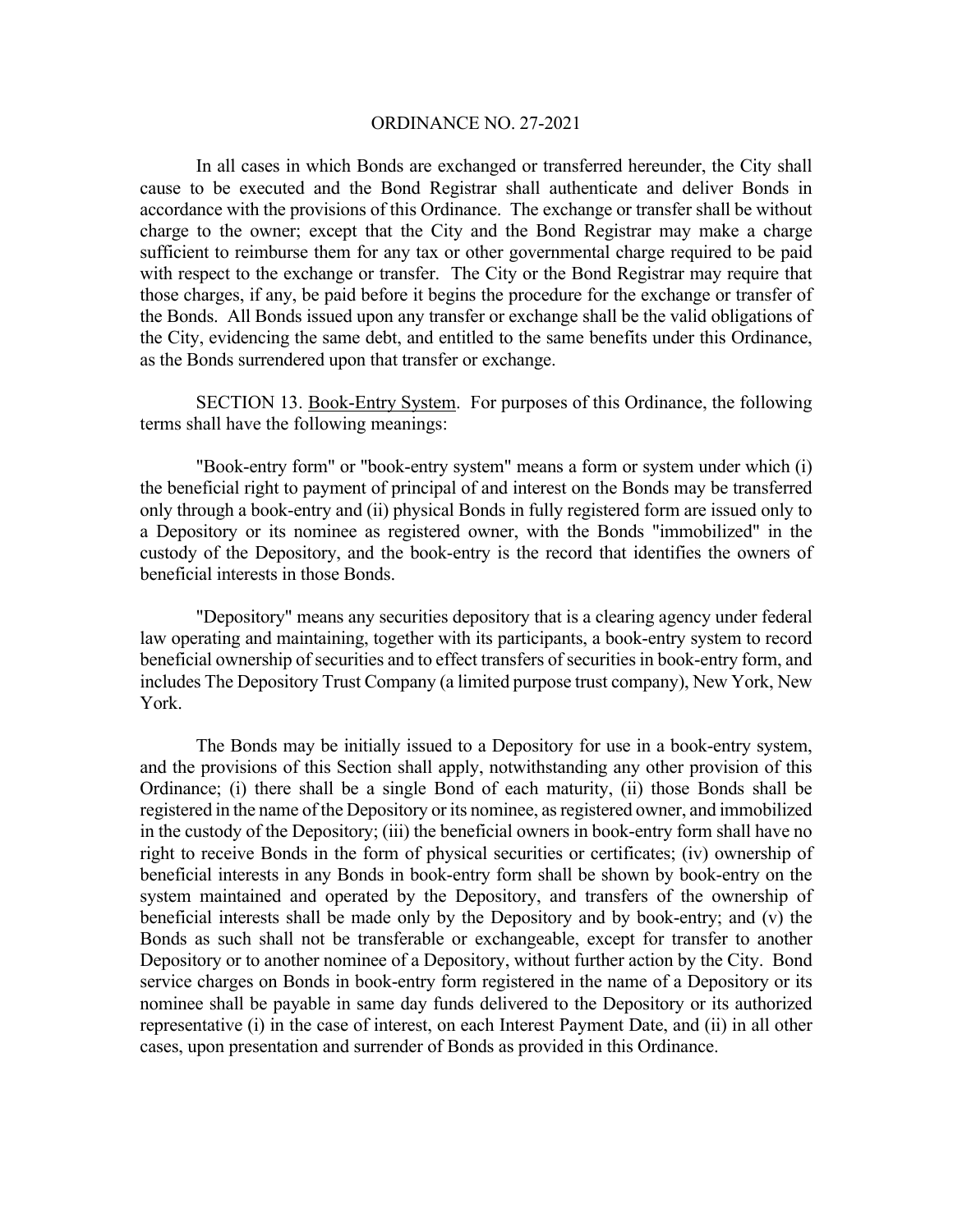In all cases in which Bonds are exchanged or transferred hereunder, the City shall cause to be executed and the Bond Registrar shall authenticate and deliver Bonds in accordance with the provisions of this Ordinance. The exchange or transfer shall be without charge to the owner; except that the City and the Bond Registrar may make a charge sufficient to reimburse them for any tax or other governmental charge required to be paid with respect to the exchange or transfer. The City or the Bond Registrar may require that those charges, if any, be paid before it begins the procedure for the exchange or transfer of the Bonds. All Bonds issued upon any transfer or exchange shall be the valid obligations of the City, evidencing the same debt, and entitled to the same benefits under this Ordinance, as the Bonds surrendered upon that transfer or exchange.

SECTION 13. Book-Entry System. For purposes of this Ordinance, the following terms shall have the following meanings:

"Book-entry form" or "book-entry system" means a form or system under which (i) the beneficial right to payment of principal of and interest on the Bonds may be transferred only through a book-entry and (ii) physical Bonds in fully registered form are issued only to a Depository or its nominee as registered owner, with the Bonds "immobilized" in the custody of the Depository, and the book-entry is the record that identifies the owners of beneficial interests in those Bonds.

"Depository" means any securities depository that is a clearing agency under federal law operating and maintaining, together with its participants, a book-entry system to record beneficial ownership of securities and to effect transfers of securities in book-entry form, and includes The Depository Trust Company (a limited purpose trust company), New York, New York.

The Bonds may be initially issued to a Depository for use in a book-entry system, and the provisions of this Section shall apply, notwithstanding any other provision of this Ordinance; (i) there shall be a single Bond of each maturity, (ii) those Bonds shall be registered in the name of the Depository or its nominee, as registered owner, and immobilized in the custody of the Depository; (iii) the beneficial owners in book-entry form shall have no right to receive Bonds in the form of physical securities or certificates; (iv) ownership of beneficial interests in any Bonds in book-entry form shall be shown by book-entry on the system maintained and operated by the Depository, and transfers of the ownership of beneficial interests shall be made only by the Depository and by book-entry; and (v) the Bonds as such shall not be transferable or exchangeable, except for transfer to another Depository or to another nominee of a Depository, without further action by the City. Bond service charges on Bonds in book-entry form registered in the name of a Depository or its nominee shall be payable in same day funds delivered to the Depository or its authorized representative (i) in the case of interest, on each Interest Payment Date, and (ii) in all other cases, upon presentation and surrender of Bonds as provided in this Ordinance.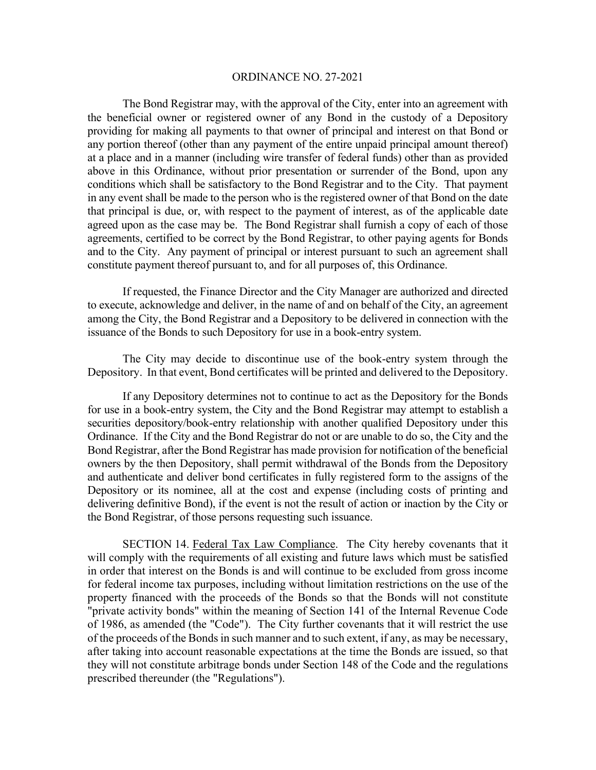The Bond Registrar may, with the approval of the City, enter into an agreement with the beneficial owner or registered owner of any Bond in the custody of a Depository providing for making all payments to that owner of principal and interest on that Bond or any portion thereof (other than any payment of the entire unpaid principal amount thereof) at a place and in a manner (including wire transfer of federal funds) other than as provided above in this Ordinance, without prior presentation or surrender of the Bond, upon any conditions which shall be satisfactory to the Bond Registrar and to the City. That payment in any event shall be made to the person who is the registered owner of that Bond on the date that principal is due, or, with respect to the payment of interest, as of the applicable date agreed upon as the case may be. The Bond Registrar shall furnish a copy of each of those agreements, certified to be correct by the Bond Registrar, to other paying agents for Bonds and to the City. Any payment of principal or interest pursuant to such an agreement shall constitute payment thereof pursuant to, and for all purposes of, this Ordinance.

If requested, the Finance Director and the City Manager are authorized and directed to execute, acknowledge and deliver, in the name of and on behalf of the City, an agreement among the City, the Bond Registrar and a Depository to be delivered in connection with the issuance of the Bonds to such Depository for use in a book-entry system.

The City may decide to discontinue use of the book-entry system through the Depository. In that event, Bond certificates will be printed and delivered to the Depository.

If any Depository determines not to continue to act as the Depository for the Bonds for use in a book-entry system, the City and the Bond Registrar may attempt to establish a securities depository/book-entry relationship with another qualified Depository under this Ordinance. If the City and the Bond Registrar do not or are unable to do so, the City and the Bond Registrar, after the Bond Registrar has made provision for notification of the beneficial owners by the then Depository, shall permit withdrawal of the Bonds from the Depository and authenticate and deliver bond certificates in fully registered form to the assigns of the Depository or its nominee, all at the cost and expense (including costs of printing and delivering definitive Bond), if the event is not the result of action or inaction by the City or the Bond Registrar, of those persons requesting such issuance.

SECTION 14. Federal Tax Law Compliance. The City hereby covenants that it will comply with the requirements of all existing and future laws which must be satisfied in order that interest on the Bonds is and will continue to be excluded from gross income for federal income tax purposes, including without limitation restrictions on the use of the property financed with the proceeds of the Bonds so that the Bonds will not constitute "private activity bonds" within the meaning of Section 141 of the Internal Revenue Code of 1986, as amended (the "Code"). The City further covenants that it will restrict the use of the proceeds of the Bonds in such manner and to such extent, if any, as may be necessary, after taking into account reasonable expectations at the time the Bonds are issued, so that they will not constitute arbitrage bonds under Section 148 of the Code and the regulations prescribed thereunder (the "Regulations").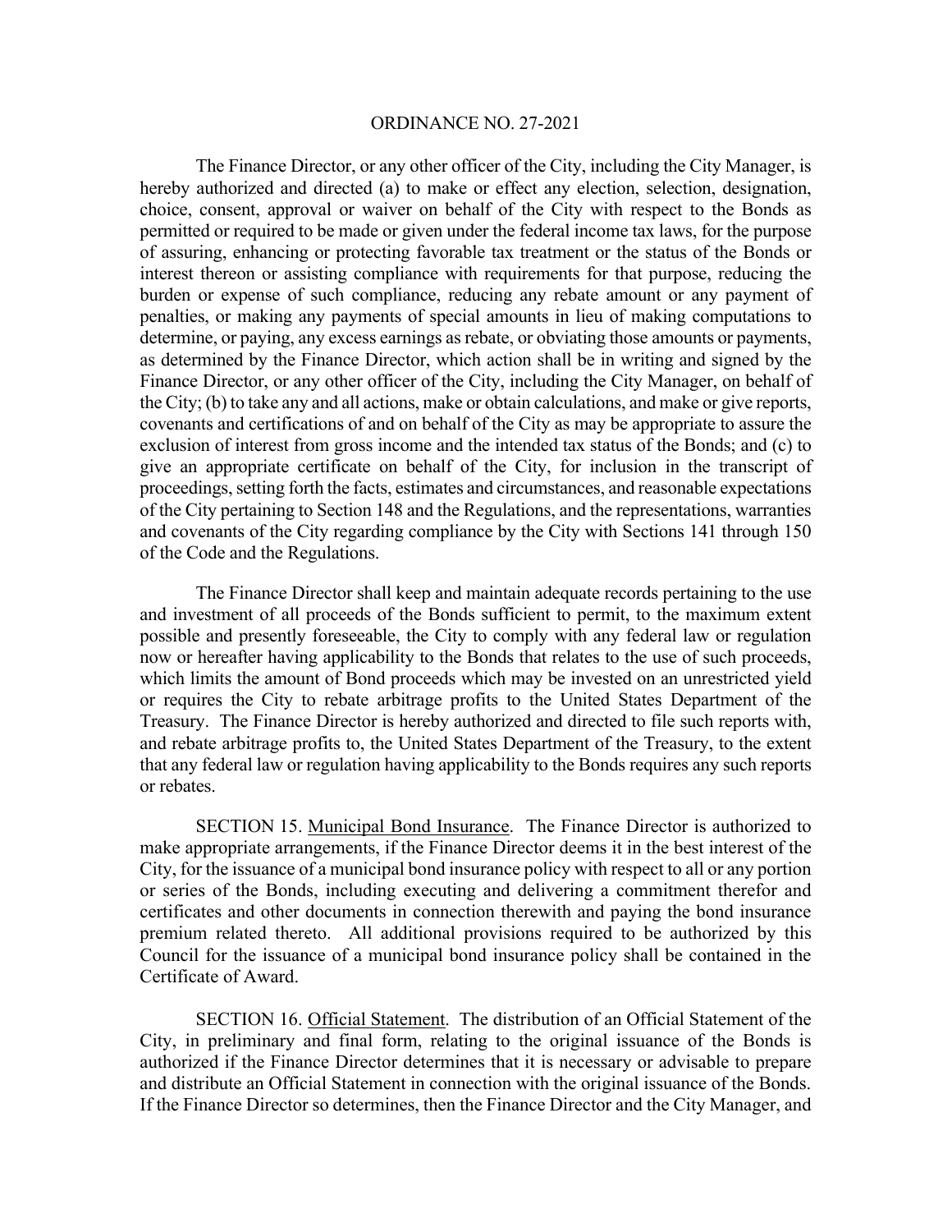The Finance Director, or any other officer of the City, including the City Manager, is hereby authorized and directed (a) to make or effect any election, selection, designation, choice, consent, approval or waiver on behalf of the City with respect to the Bonds as permitted or required to be made or given under the federal income tax laws, for the purpose of assuring, enhancing or protecting favorable tax treatment or the status of the Bonds or interest thereon or assisting compliance with requirements for that purpose, reducing the burden or expense of such compliance, reducing any rebate amount or any payment of penalties, or making any payments of special amounts in lieu of making computations to determine, or paying, any excess earnings as rebate, or obviating those amounts or payments, as determined by the Finance Director, which action shall be in writing and signed by the Finance Director, or any other officer of the City, including the City Manager, on behalf of the City; (b) to take any and all actions, make or obtain calculations, and make or give reports, covenants and certifications of and on behalf of the City as may be appropriate to assure the exclusion of interest from gross income and the intended tax status of the Bonds; and (c) to give an appropriate certificate on behalf of the City, for inclusion in the transcript of proceedings, setting forth the facts, estimates and circumstances, and reasonable expectations of the City pertaining to Section 148 and the Regulations, and the representations, warranties and covenants of the City regarding compliance by the City with Sections 141 through 150 of the Code and the Regulations.

The Finance Director shall keep and maintain adequate records pertaining to the use and investment of all proceeds of the Bonds sufficient to permit, to the maximum extent possible and presently foreseeable, the City to comply with any federal law or regulation now or hereafter having applicability to the Bonds that relates to the use of such proceeds, which limits the amount of Bond proceeds which may be invested on an unrestricted yield or requires the City to rebate arbitrage profits to the United States Department of the Treasury. The Finance Director is hereby authorized and directed to file such reports with, and rebate arbitrage profits to, the United States Department of the Treasury, to the extent that any federal law or regulation having applicability to the Bonds requires any such reports or rebates.

SECTION 15. Municipal Bond Insurance. The Finance Director is authorized to make appropriate arrangements, if the Finance Director deems it in the best interest of the City, for the issuance of a municipal bond insurance policy with respect to all or any portion or series of the Bonds, including executing and delivering a commitment therefor and certificates and other documents in connection therewith and paying the bond insurance premium related thereto. All additional provisions required to be authorized by this Council for the issuance of a municipal bond insurance policy shall be contained in the Certificate of Award.

SECTION 16. Official Statement. The distribution of an Official Statement of the City, in preliminary and final form, relating to the original issuance of the Bonds is authorized if the Finance Director determines that it is necessary or advisable to prepare and distribute an Official Statement in connection with the original issuance of the Bonds. If the Finance Director so determines, then the Finance Director and the City Manager, and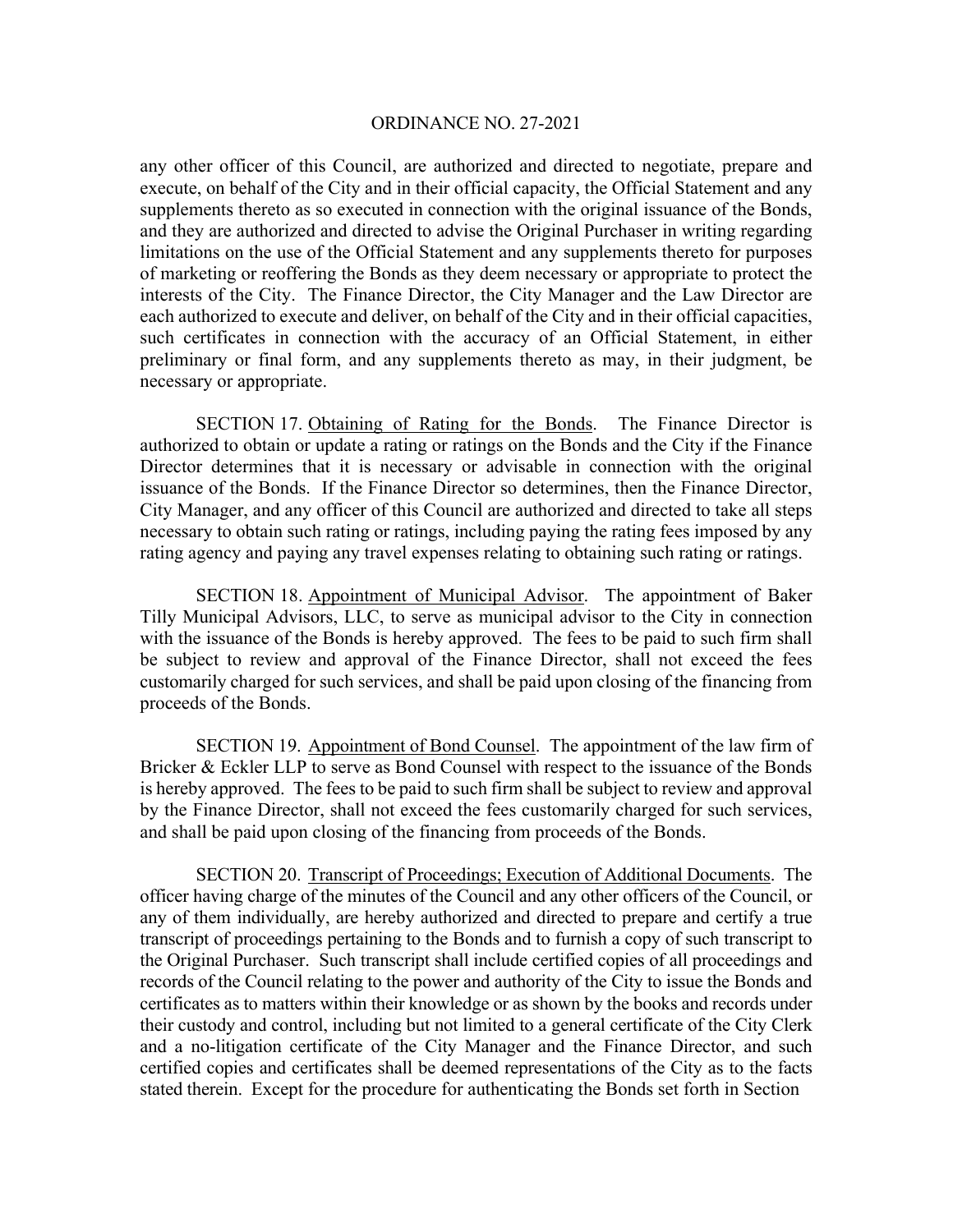any other officer of this Council, are authorized and directed to negotiate, prepare and execute, on behalf of the City and in their official capacity, the Official Statement and any supplements thereto as so executed in connection with the original issuance of the Bonds, and they are authorized and directed to advise the Original Purchaser in writing regarding limitations on the use of the Official Statement and any supplements thereto for purposes of marketing or reoffering the Bonds as they deem necessary or appropriate to protect the interests of the City. The Finance Director, the City Manager and the Law Director are each authorized to execute and deliver, on behalf of the City and in their official capacities, such certificates in connection with the accuracy of an Official Statement, in either preliminary or final form, and any supplements thereto as may, in their judgment, be necessary or appropriate.

SECTION 17. Obtaining of Rating for the Bonds. The Finance Director is authorized to obtain or update a rating or ratings on the Bonds and the City if the Finance Director determines that it is necessary or advisable in connection with the original issuance of the Bonds. If the Finance Director so determines, then the Finance Director, City Manager, and any officer of this Council are authorized and directed to take all steps necessary to obtain such rating or ratings, including paying the rating fees imposed by any rating agency and paying any travel expenses relating to obtaining such rating or ratings.

SECTION 18. Appointment of Municipal Advisor. The appointment of Baker Tilly Municipal Advisors, LLC, to serve as municipal advisor to the City in connection with the issuance of the Bonds is hereby approved. The fees to be paid to such firm shall be subject to review and approval of the Finance Director, shall not exceed the fees customarily charged for such services, and shall be paid upon closing of the financing from proceeds of the Bonds.

SECTION 19. Appointment of Bond Counsel. The appointment of the law firm of Bricker & Eckler LLP to serve as Bond Counsel with respect to the issuance of the Bonds is hereby approved. The fees to be paid to such firm shall be subject to review and approval by the Finance Director, shall not exceed the fees customarily charged for such services, and shall be paid upon closing of the financing from proceeds of the Bonds.

SECTION 20. Transcript of Proceedings; Execution of Additional Documents. The officer having charge of the minutes of the Council and any other officers of the Council, or any of them individually, are hereby authorized and directed to prepare and certify a true transcript of proceedings pertaining to the Bonds and to furnish a copy of such transcript to the Original Purchaser. Such transcript shall include certified copies of all proceedings and records of the Council relating to the power and authority of the City to issue the Bonds and certificates as to matters within their knowledge or as shown by the books and records under their custody and control, including but not limited to a general certificate of the City Clerk and a no-litigation certificate of the City Manager and the Finance Director, and such certified copies and certificates shall be deemed representations of the City as to the facts stated therein. Except for the procedure for authenticating the Bonds set forth in Section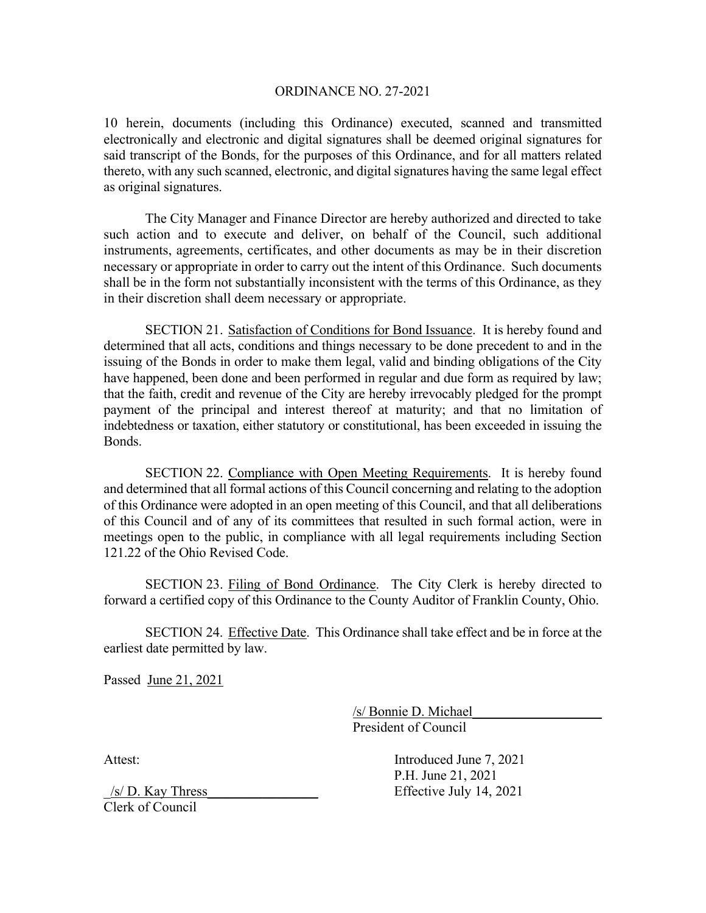ORDINANCE NO. 27-2021

10 herein, documents (including this Ordinance) executed, scanned and transmitted electronically and electronic and digital signatures shall be deemed original signatures for said transcript of the Bonds, for the purposes of this Ordinance, and for all matters related thereto, with any such scanned, electronic, and digital signatures having the same legal effect as original signatures.

The City Manager and Finance Director are hereby authorized and directed to take such action and to execute and deliver, on behalf of the Council, such additional instruments, agreements, certificates, and other documents as may be in their discretion necessary or appropriate in order to carry out the intent of this Ordinance. Such documents shall be in the form not substantially inconsistent with the terms of this Ordinance, as they in their discretion shall deem necessary or appropriate.

SECTION 21. Satisfaction of Conditions for Bond Issuance. It is hereby found and determined that all acts, conditions and things necessary to be done precedent to and in the issuing of the Bonds in order to make them legal, valid and binding obligations of the City have happened, been done and been performed in regular and due form as required by law; that the faith, credit and revenue of the City are hereby irrevocably pledged for the prompt payment of the principal and interest thereof at maturity; and that no limitation of indebtedness or taxation, either statutory or constitutional, has been exceeded in issuing the Bonds.

SECTION 22. Compliance with Open Meeting Requirements. It is hereby found and determined that all formal actions of this Council concerning and relating to the adoption of this Ordinance were adopted in an open meeting of this Council, and that all deliberations of this Council and of any of its committees that resulted in such formal action, were in meetings open to the public, in compliance with all legal requirements including Section 121.22 of the Ohio Revised Code.

SECTION 23. Filing of Bond Ordinance. The City Clerk is hereby directed to forward a certified copy of this Ordinance to the County Auditor of Franklin County, Ohio.

SECTION 24. Effective Date. This Ordinance shall take effect and be in force at the earliest date permitted by law.

Passed June 21, 2021

/s/ Bonnie D. Michael
President of Council

Attest:

/s/ D. Kay Thress
Clerk of Council

Introduced June 7, 2021
P.H. June 21, 2021
Effective July 14, 2021